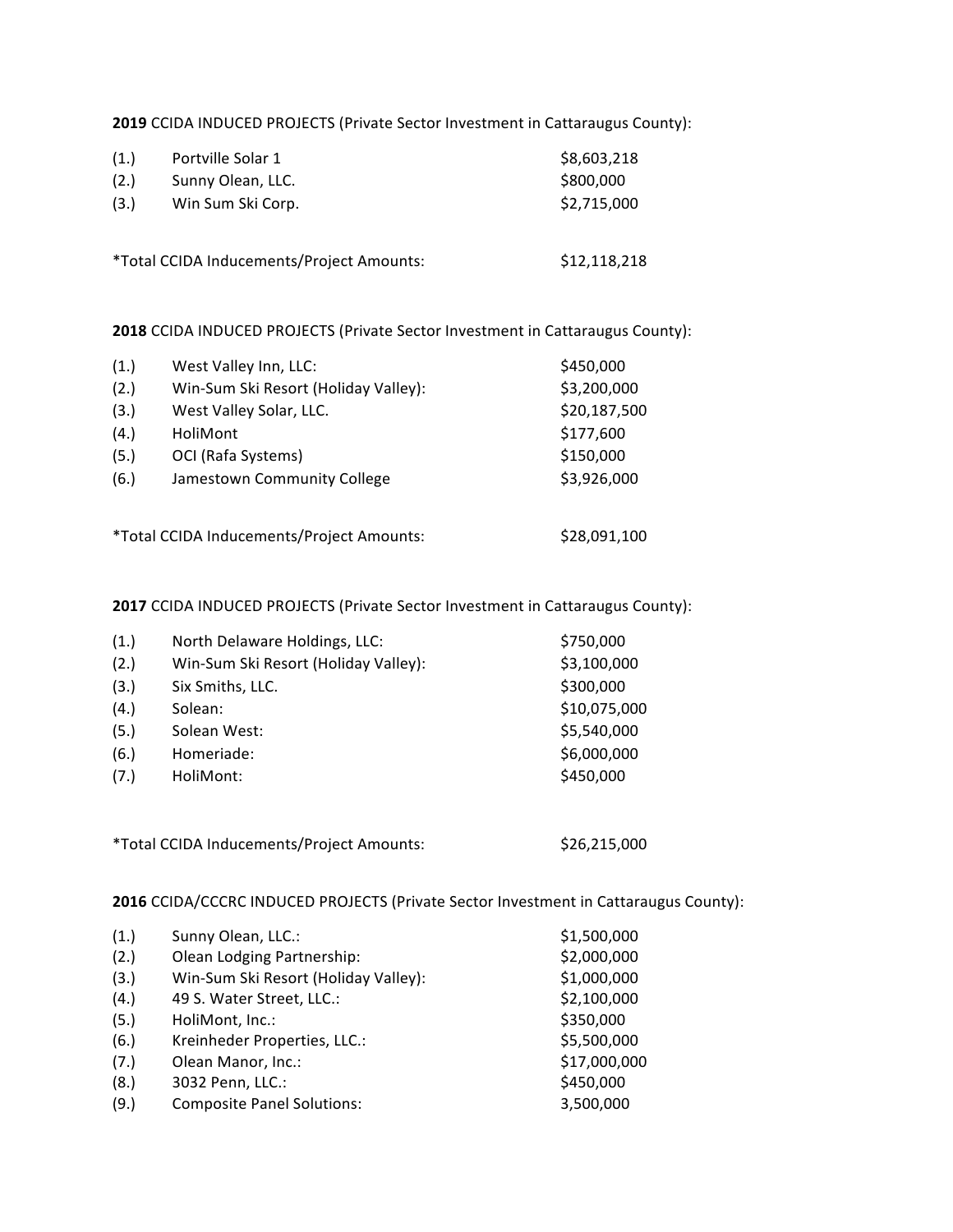**2019** CCIDA INDUCED PROJECTS (Private Sector Investment in Cattaraugus County):

| | | |
|---|---|---|
| (1.) | Portville Solar 1 | $8,603,218 |
| (2.) | Sunny Olean, LLC. | $800,000 |
| (3.) | Win Sum Ski Corp. | $2,715,000 |

*Total CCIDA Inducements/Project Amounts: $12,118,218

**2018** CCIDA INDUCED PROJECTS (Private Sector Investment in Cattaraugus County):

| | | |
|---|---|---|
| (1.) | West Valley Inn, LLC: | $450,000 |
| (2.) | Win-Sum Ski Resort (Holiday Valley): | $3,200,000 |
| (3.) | West Valley Solar, LLC. | $20,187,500 |
| (4.) | HoliMont | $177,600 |
| (5.) | OCI (Rafa Systems) | $150,000 |
| (6.) | Jamestown Community College | $3,926,000 |

*Total CCIDA Inducements/Project Amounts: $28,091,100

**2017** CCIDA INDUCED PROJECTS (Private Sector Investment in Cattaraugus County):

| | | |
|---|---|---|
| (1.) | North Delaware Holdings, LLC: | $750,000 |
| (2.) | Win-Sum Ski Resort (Holiday Valley): | $3,100,000 |
| (3.) | Six Smiths, LLC. | $300,000 |
| (4.) | Solean: | $10,075,000 |
| (5.) | Solean West: | $5,540,000 |
| (6.) | Homeriade: | $6,000,000 |
| (7.) | HoliMont: | $450,000 |

*Total CCIDA Inducements/Project Amounts: $26,215,000

**2016** CCIDA/CCCRC INDUCED PROJECTS (Private Sector Investment in Cattaraugus County):

| | | |
|---|---|---|
| (1.) | Sunny Olean, LLC.: | $1,500,000 |
| (2.) | Olean Lodging Partnership: | $2,000,000 |
| (3.) | Win-Sum Ski Resort (Holiday Valley): | $1,000,000 |
| (4.) | 49 S. Water Street, LLC.: | $2,100,000 |
| (5.) | HoliMont, Inc.: | $350,000 |
| (6.) | Kreinheder Properties, LLC.: | $5,500,000 |
| (7.) | Olean Manor, Inc.: | $17,000,000 |
| (8.) | 3032 Penn, LLC.: | $450,000 |
| (9.) | Composite Panel Solutions: | 3,500,000 |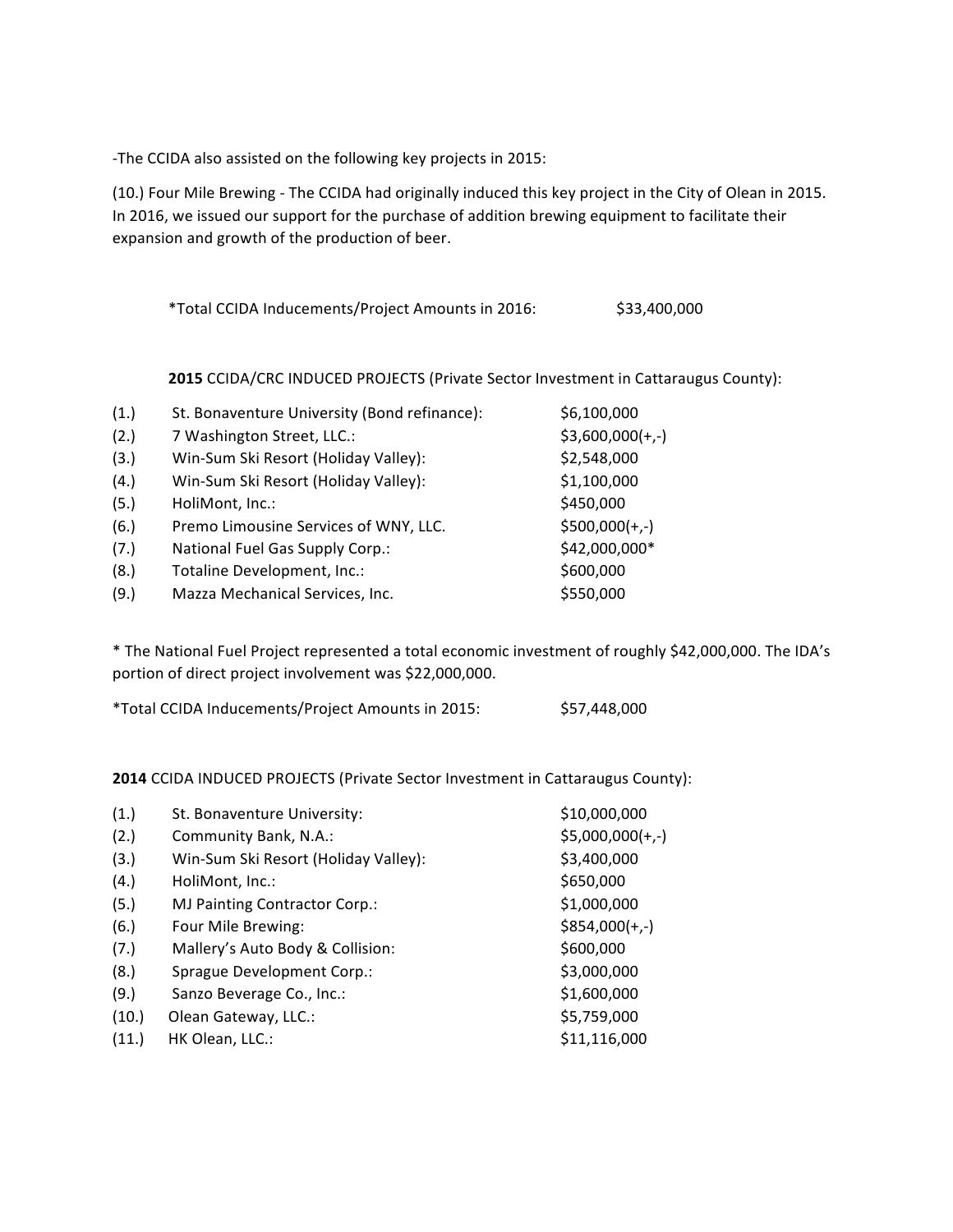-The CCIDA also assisted on the following key projects in 2015:

(10.) Four Mile Brewing - The CCIDA had originally induced this key project in the City of Olean in 2015. In 2016, we issued our support for the purchase of addition brewing equipment to facilitate their expansion and growth of the production of beer.

*Total CCIDA Inducements/Project Amounts in 2016: $33,400,000

**2015** CCIDA/CRC INDUCED PROJECTS (Private Sector Investment in Cattaraugus County):

| | | |
|---|---|---|
| (1.) | St. Bonaventure University (Bond refinance): | $6,100,000 |
| (2.) | 7 Washington Street, LLC.: | $3,600,000(+,-) |
| (3.) | Win-Sum Ski Resort (Holiday Valley): | $2,548,000 |
| (4.) | Win-Sum Ski Resort (Holiday Valley): | $1,100,000 |
| (5.) | HoliMont, Inc.: | $450,000 |
| (6.) | Premo Limousine Services of WNY, LLC. | $500,000(+,-) |
| (7.) | National Fuel Gas Supply Corp.: | $42,000,000* |
| (8.) | Totaline Development, Inc.: | $600,000 |
| (9.) | Mazza Mechanical Services, Inc. | $550,000 |

* The National Fuel Project represented a total economic investment of roughly $42,000,000. The IDA's portion of direct project involvement was $22,000,000.

*Total CCIDA Inducements/Project Amounts in 2015: $57,448,000

**2014** CCIDA INDUCED PROJECTS (Private Sector Investment in Cattaraugus County):

| | | |
|---|---|---|
| (1.) | St. Bonaventure University: | $10,000,000 |
| (2.) | Community Bank, N.A.: | $5,000,000(+,-) |
| (3.) | Win-Sum Ski Resort (Holiday Valley): | $3,400,000 |
| (4.) | HoliMont, Inc.: | $650,000 |
| (5.) | MJ Painting Contractor Corp.: | $1,000,000 |
| (6.) | Four Mile Brewing: | $854,000(+,-) |
| (7.) | Mallery's Auto Body & Collision: | $600,000 |
| (8.) | Sprague Development Corp.: | $3,000,000 |
| (9.) | Sanzo Beverage Co., Inc.: | $1,600,000 |
| (10.) | Olean Gateway, LLC.: | $5,759,000 |
| (11.) | HK Olean, LLC.: | $11,116,000 |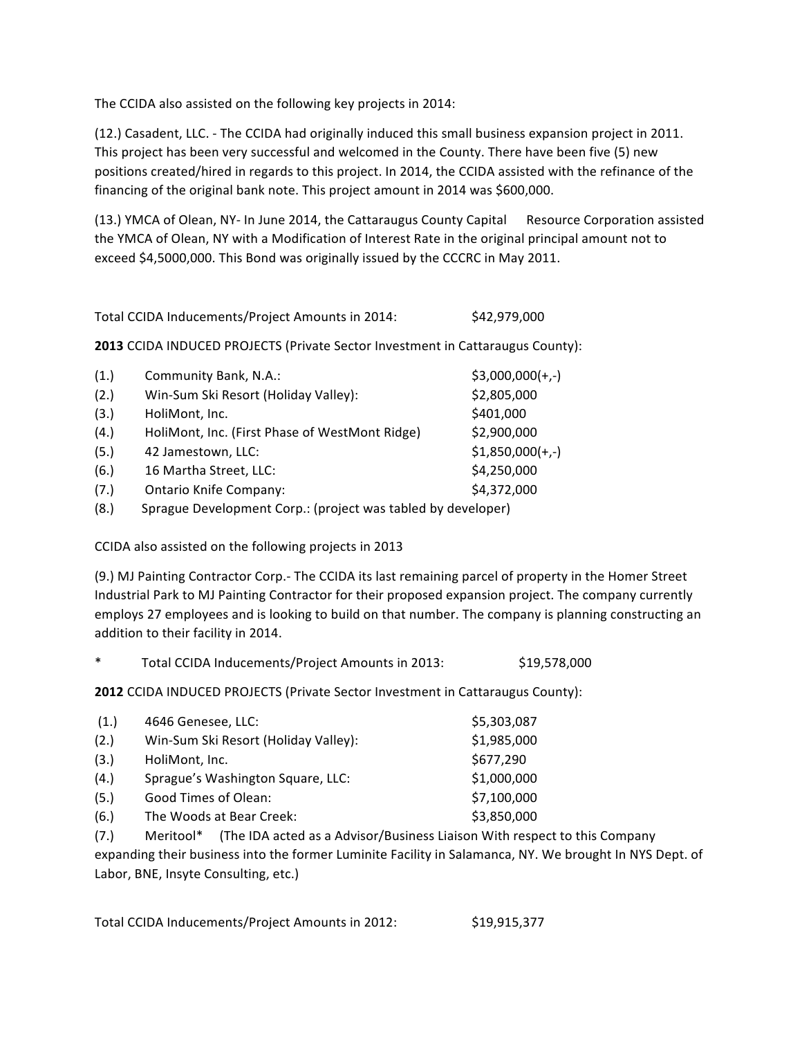The CCIDA also assisted on the following key projects in 2014:

(12.) Casadent, LLC. - The CCIDA had originally induced this small business expansion project in 2011. This project has been very successful and welcomed in the County. There have been five (5) new positions created/hired in regards to this project. In 2014, the CCIDA assisted with the refinance of the financing of the original bank note. This project amount in 2014 was $600,000.

(13.) YMCA of Olean, NY- In June 2014, the Cattaraugus County Capital Resource Corporation assisted the YMCA of Olean, NY with a Modification of Interest Rate in the original principal amount not to exceed $4,5000,000. This Bond was originally issued by the CCCRC in May 2011.

Total CCIDA Inducements/Project Amounts in 2014: $42,979,000

**2013** CCIDA INDUCED PROJECTS (Private Sector Investment in Cattaraugus County):

| | | |
|---|---|---|
| (1.) | Community Bank, N.A.: | $3,000,000(+,-) |
| (2.) | Win-Sum Ski Resort (Holiday Valley): | $2,805,000 |
| (3.) | HoliMont, Inc. | $401,000 |
| (4.) | HoliMont, Inc. (First Phase of WestMont Ridge) | $2,900,000 |
| (5.) | 42 Jamestown, LLC: | $1,850,000(+,-) |
| (6.) | 16 Martha Street, LLC: | $4,250,000 |
| (7.) | Ontario Knife Company: | $4,372,000 |
| (8.) | Sprague Development Corp.: (project was tabled by developer) | |

CCIDA also assisted on the following projects in 2013

(9.) MJ Painting Contractor Corp.- The CCIDA its last remaining parcel of property in the Homer Street Industrial Park to MJ Painting Contractor for their proposed expansion project. The company currently employs 27 employees and is looking to build on that number. The company is planning constructing an addition to their facility in 2014.

\* Total CCIDA Inducements/Project Amounts in 2013: $19,578,000

**2012** CCIDA INDUCED PROJECTS (Private Sector Investment in Cattaraugus County):

| | | |
|---|---|---|
| (1.) | 4646 Genesee, LLC: | $5,303,087 |
| (2.) | Win-Sum Ski Resort (Holiday Valley): | $1,985,000 |
| (3.) | HoliMont, Inc. | $677,290 |
| (4.) | Sprague's Washington Square, LLC: | $1,000,000 |
| (5.) | Good Times of Olean: | $7,100,000 |
| (6.) | The Woods at Bear Creek: | $3,850,000 |

(7.) Meritool* (The IDA acted as a Advisor/Business Liaison With respect to this Company expanding their business into the former Luminite Facility in Salamanca, NY. We brought In NYS Dept. of Labor, BNE, Insyte Consulting, etc.)

Total CCIDA Inducements/Project Amounts in 2012: $19,915,377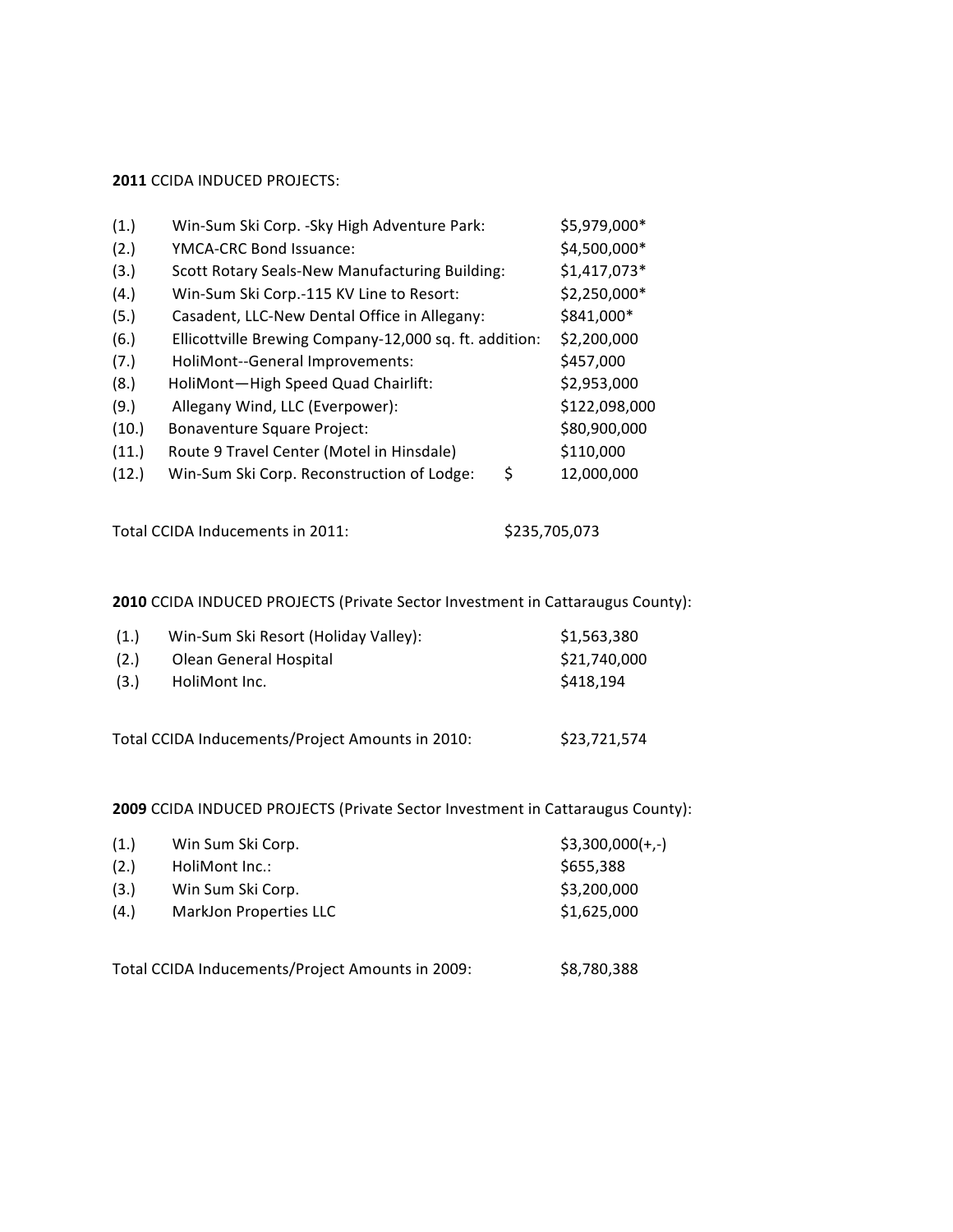**2011** CCIDA INDUCED PROJECTS:

| | | |
|---|---|---|
| (1.) | Win-Sum Ski Corp. -Sky High Adventure Park: | $5,979,000* |
| (2.) | YMCA-CRC Bond Issuance: | $4,500,000* |
| (3.) | Scott Rotary Seals-New Manufacturing Building: | $1,417,073* |
| (4.) | Win-Sum Ski Corp.-115 KV Line to Resort: | $2,250,000* |
| (5.) | Casadent, LLC-New Dental Office in Allegany: | $841,000* |
| (6.) | Ellicottville Brewing Company-12,000 sq. ft. addition: | $2,200,000 |
| (7.) | HoliMont--General Improvements: | $457,000 |
| (8.) | HoliMont—High Speed Quad Chairlift: | $2,953,000 |
| (9.) | Allegany Wind, LLC (Everpower): | $122,098,000 |
| (10.) | Bonaventure Square Project: | $80,900,000 |
| (11.) | Route 9 Travel Center (Motel in Hinsdale) | $110,000 |
| (12.) | Win-Sum Ski Corp. Reconstruction of Lodge: $ | 12,000,000 |

Total CCIDA Inducements in 2011: $235,705,073

**2010** CCIDA INDUCED PROJECTS (Private Sector Investment in Cattaraugus County):

| | | |
|---|---|---|
| (1.) | Win-Sum Ski Resort (Holiday Valley): | $1,563,380 |
| (2.) | Olean General Hospital | $21,740,000 |
| (3.) | HoliMont Inc. | $418,194 |

Total CCIDA Inducements/Project Amounts in 2010: $23,721,574

**2009** CCIDA INDUCED PROJECTS (Private Sector Investment in Cattaraugus County):

| | | |
|---|---|---|
| (1.) | Win Sum Ski Corp. | $3,300,000(+,-) |
| (2.) | HoliMont Inc.: | $655,388 |
| (3.) | Win Sum Ski Corp. | $3,200,000 |
| (4.) | MarkJon Properties LLC | $1,625,000 |

Total CCIDA Inducements/Project Amounts in 2009: $8,780,388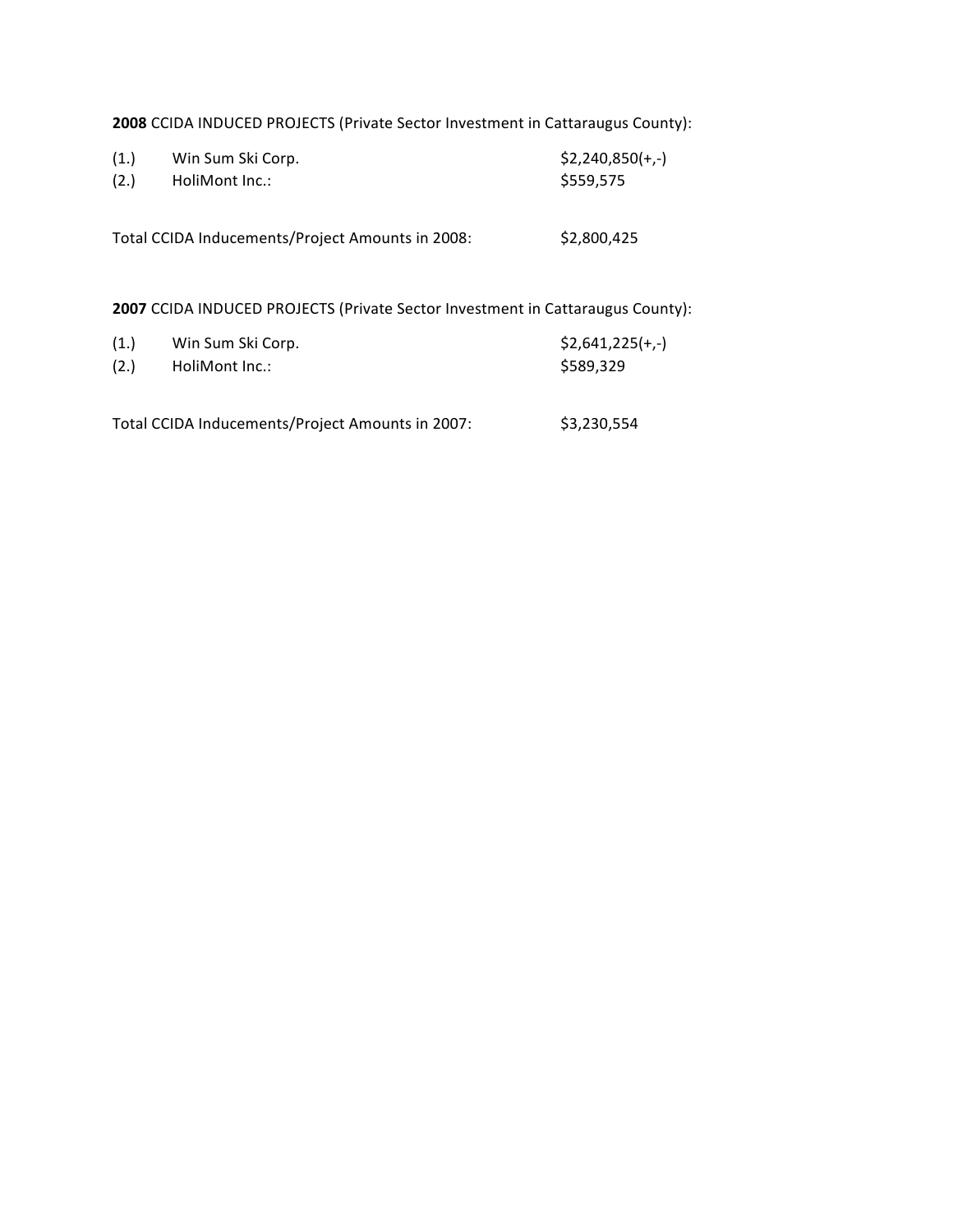**2008** CCIDA INDUCED PROJECTS (Private Sector Investment in Cattaraugus County):

| | | |
|---|---|---|
| (1.) | Win Sum Ski Corp. | $2,240,850(+,-) |
| (2.) | HoliMont Inc.: | $559,575 |

Total CCIDA Inducements/Project Amounts in 2008: $2,800,425

**2007** CCIDA INDUCED PROJECTS (Private Sector Investment in Cattaraugus County):

| | | |
|---|---|---|
| (1.) | Win Sum Ski Corp. | $2,641,225(+,-) |
| (2.) | HoliMont Inc.: | $589,329 |

Total CCIDA Inducements/Project Amounts in 2007: $3,230,554